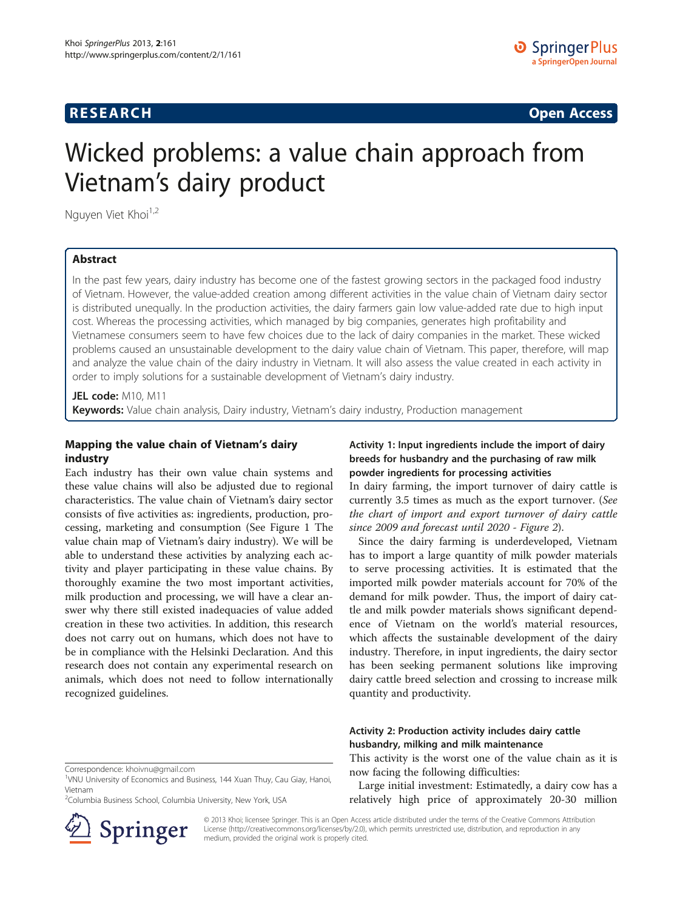**RESEARCH** **Open Access**

# Wicked problems: a value chain approach from Vietnam's dairy product

Nguyen Viet Khoi[1,2]

## Abstract

In the past few years, dairy industry has become one of the fastest growing sectors in the packaged food industry of Vietnam. However, the value-added creation among different activities in the value chain of Vietnam dairy sector is distributed unequally. In the production activities, the dairy farmers gain low value-added rate due to high input cost. Whereas the processing activities, which managed by big companies, generates high profitability and Vietnamese consumers seem to have few choices due to the lack of dairy companies in the market. These wicked problems caused an unsustainable development to the dairy value chain of Vietnam. This paper, therefore, will map and analyze the value chain of the dairy industry in Vietnam. It will also assess the value created in each activity in order to imply solutions for a sustainable development of Vietnam's dairy industry.

**JEL code:** M10, M11

**Keywords:** Value chain analysis, Dairy industry, Vietnam's dairy industry, Production management

## Mapping the value chain of Vietnam's dairy industry

Each industry has their own value chain systems and these value chains will also be adjusted due to regional characteristics. The value chain of Vietnam's dairy sector consists of five activities as: ingredients, production, processing, marketing and consumption (See Figure 1 The value chain map of Vietnam's dairy industry). We will be able to understand these activities by analyzing each activity and player participating in these value chains. By thoroughly examine the two most important activities, milk production and processing, we will have a clear answer why there still existed inadequacies of value added creation in these two activities. In addition, this research does not carry out on humans, which does not have to be in compliance with the Helsinki Declaration. And this research does not contain any experimental research on animals, which does not need to follow internationally recognized guidelines.

### Activity 1: Input ingredients include the import of dairy breeds for husbandry and the purchasing of raw milk powder ingredients for processing activities

In dairy farming, the import turnover of dairy cattle is currently 3.5 times as much as the export turnover. (*See the chart of import and export turnover of dairy cattle since 2009 and forecast until 2020 - Figure 2*).

Since the dairy farming is underdeveloped, Vietnam has to import a large quantity of milk powder materials to serve processing activities. It is estimated that the imported milk powder materials account for 70% of the demand for milk powder. Thus, the import of dairy cattle and milk powder materials shows significant dependence of Vietnam on the world's material resources, which affects the sustainable development of the dairy industry. Therefore, in input ingredients, the dairy sector has been seeking permanent solutions like improving dairy cattle breed selection and crossing to increase milk quantity and productivity.

### Activity 2: Production activity includes dairy cattle husbandry, milking and milk maintenance

This activity is the worst one of the value chain as it is now facing the following difficulties:

Large initial investment: Estimatedly, a dairy cow has a relatively high price of approximately 20-30 million

Correspondence: khoivnu@gmail.com
[1]VNU University of Economics and Business, 144 Xuan Thuy, Cau Giay, Hanoi, Vietnam
[2]Columbia Business School, Columbia University, New York, USA

© 2013 Khoi; licensee Springer. This is an Open Access article distributed under the terms of the Creative Commons Attribution License (http://creativecommons.org/licenses/by/2.0), which permits unrestricted use, distribution, and reproduction in any medium, provided the original work is properly cited.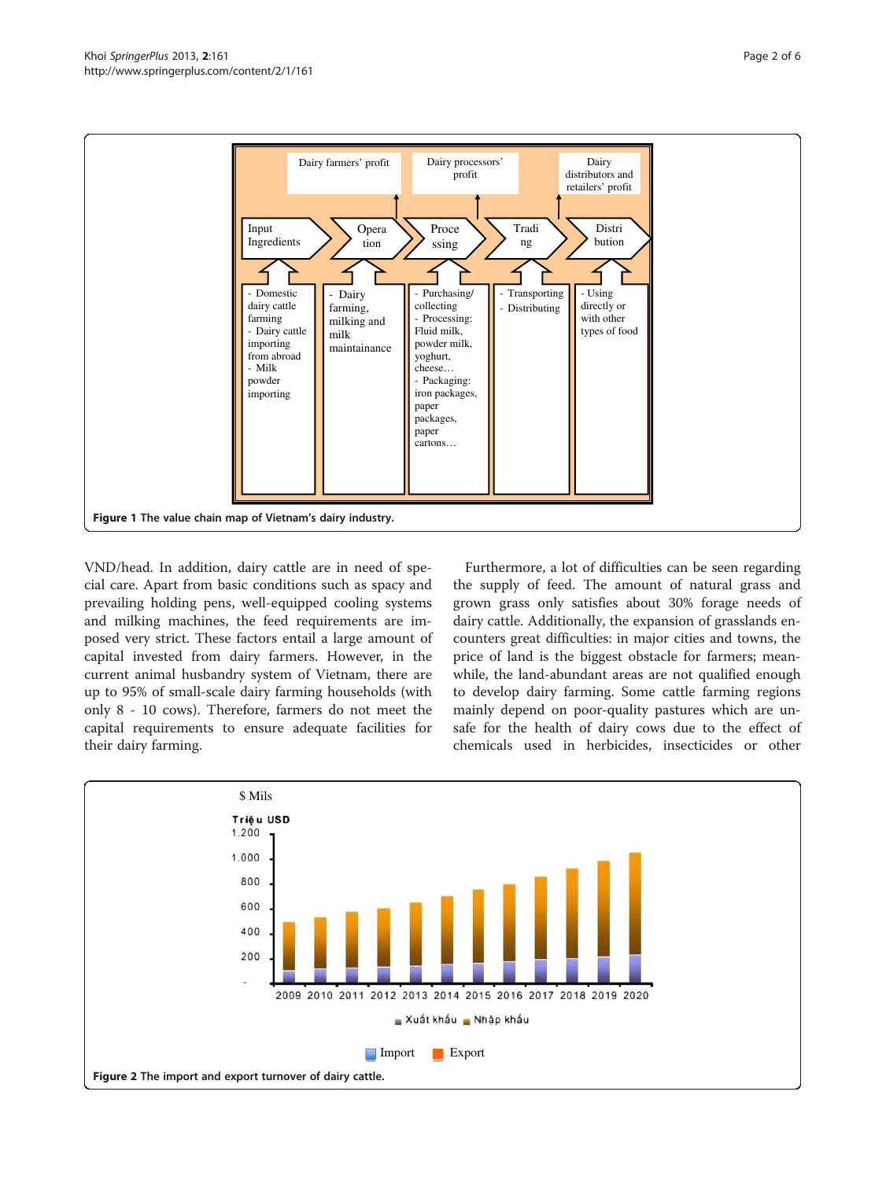Figure 1 The value chain map of Vietnam's dairy industry.

VND/head. In addition, dairy cattle are in need of special care. Apart from basic conditions such as spacy and prevailing holding pens, well-equipped cooling systems and milking machines, the feed requirements are imposed very strict. These factors entail a large amount of capital invested from dairy farmers. However, in the current animal husbandry system of Vietnam, there are up to 95% of small-scale dairy farming households (with only 8 - 10 cows). Therefore, farmers do not meet the capital requirements to ensure adequate facilities for their dairy farming.

Furthermore, a lot of difficulties can be seen regarding the supply of feed. The amount of natural grass and grown grass only satisfies about 30% forage needs of dairy cattle. Additionally, the expansion of grasslands encounters great difficulties: in major cities and towns, the price of land is the biggest obstacle for farmers; meanwhile, the land-abundant areas are not qualified enough to develop dairy farming. Some cattle farming regions mainly depend on poor-quality pastures which are unsafe for the health of dairy cows due to the effect of chemicals used in herbicides, insecticides or other

Figure 2 The import and export turnover of dairy cattle.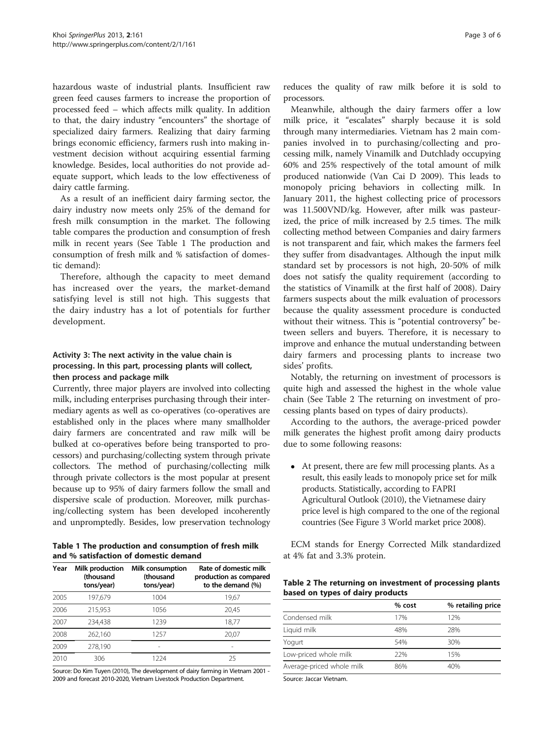hazardous waste of industrial plants. Insufficient raw green feed causes farmers to increase the proportion of processed feed – which affects milk quality. In addition to that, the dairy industry "encounters" the shortage of specialized dairy farmers. Realizing that dairy farming brings economic efficiency, farmers rush into making investment decision without acquiring essential farming knowledge. Besides, local authorities do not provide adequate support, which leads to the low effectiveness of dairy cattle farming.

As a result of an inefficient dairy farming sector, the dairy industry now meets only 25% of the demand for fresh milk consumption in the market. The following table compares the production and consumption of fresh milk in recent years (See Table 1 The production and consumption of fresh milk and % satisfaction of domestic demand):

**Table 1 The production and consumption of fresh milk and % satisfaction of domestic demand**

| Year | Milk production (thousand tons/year) | Milk consumption (thousand tons/year) | Rate of domestic milk production as compared to the demand (%) |
|---|---|---|---|
| 2005 | 197,679 | 1004 | 19,67 |
| 2006 | 215,953 | 1056 | 20,45 |
| 2007 | 234,438 | 1239 | 18,77 |
| 2008 | 262,160 | 1257 | 20,07 |
| 2009 | 278,190 | - | - |
| 2010 | 306 | 1224 | 25 |

Source: Do Kim Tuyen (2010), The development of dairy farming in Vietnam 2001 - 2009 and forecast 2010-2020, Vietnam Livestock Production Department.

Therefore, although the capacity to meet demand has increased over the years, the market-demand satisfying level is still not high. This suggests that the dairy industry has a lot of potentials for further development.

### Activity 3: The next activity in the value chain is processing. In this part, processing plants will collect, then process and package milk

Currently, three major players are involved into collecting milk, including enterprises purchasing through their intermediary agents as well as co-operatives (co-operatives are established only in the places where many smallholder dairy farmers are concentrated and raw milk will be bulked at co-operatives before being transported to processors) and purchasing/collecting system through private collectors. The method of purchasing/collecting milk through private collectors is the most popular at present because up to 95% of dairy farmers follow the small and dispersive scale of production. Moreover, milk purchasing/collecting system has been developed incoherently and unpromptedly. Besides, low preservation technology reduces the quality of raw milk before it is sold to processors.

Meanwhile, although the dairy farmers offer a low milk price, it "escalates" sharply because it is sold through many intermediaries. Vietnam has 2 main companies involved in to purchasing/collecting and processing milk, namely Vinamilk and Dutchlady occupying 60% and 25% respectively of the total amount of milk produced nationwide (Van Cai D 2009). This leads to monopoly pricing behaviors in collecting milk. In January 2011, the highest collecting price of processors was 11.500VND/kg. However, after milk was pasteurized, the price of milk increased by 2.5 times. The milk collecting method between Companies and dairy farmers is not transparent and fair, which makes the farmers feel they suffer from disadvantages. Although the input milk standard set by processors is not high, 20-50% of milk does not satisfy the quality requirement (according to the statistics of Vinamilk at the first half of 2008). Dairy farmers suspects about the milk evaluation of processors because the quality assessment procedure is conducted without their witness. This is "potential controversy" between sellers and buyers. Therefore, it is necessary to improve and enhance the mutual understanding between dairy farmers and processing plants to increase two sides' profits.

Notably, the returning on investment of processors is quite high and assessed the highest in the whole value chain (See Table 2 The returning on investment of processing plants based on types of dairy products).

According to the authors, the average-priced powder milk generates the highest profit among dairy products due to some following reasons:

- At present, there are few mill processing plants. As a result, this easily leads to monopoly price set for milk products. Statistically, according to FAPRI Agricultural Outlook (2010), the Vietnamese dairy price level is high compared to the one of the regional countries (See Figure 3 World market price 2008).

ECM stands for Energy Corrected Milk standardized at 4% fat and 3.3% protein.

**Table 2 The returning on investment of processing plants based on types of dairy products**

| | % cost | % retailing price |
|---|---|---|
| Condensed milk | 17% | 12% |
| Liquid milk | 48% | 28% |
| Yogurt | 54% | 30% |
| Low-priced whole milk | 22% | 15% |
| Average-priced whole milk | 86% | 40% |

Source: Jaccar Vietnam.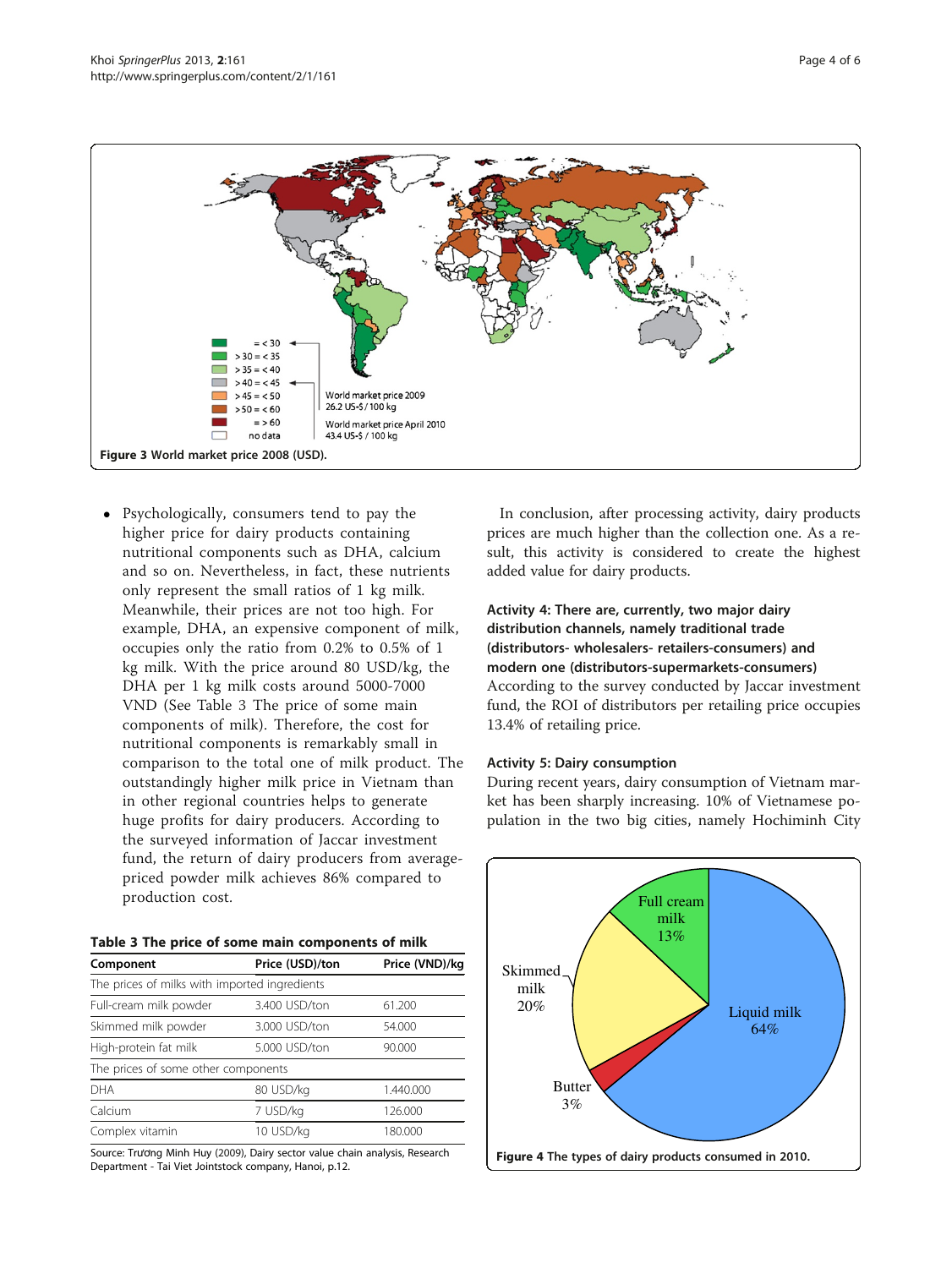Figure 3 World market price 2008 (USD).

- Psychologically, consumers tend to pay the higher price for dairy products containing nutritional components such as DHA, calcium and so on. Nevertheless, in fact, these nutrients only represent the small ratios of 1 kg milk. Meanwhile, their prices are not too high. For example, DHA, an expensive component of milk, occupies only the ratio from 0.2% to 0.5% of 1 kg milk. With the price around 80 USD/kg, the DHA per 1 kg milk costs around 5000-7000 VND (See Table 3 The price of some main components of milk). Therefore, the cost for nutritional components is remarkably small in comparison to the total one of milk product. The outstandingly higher milk price in Vietnam than in other regional countries helps to generate huge profits for dairy producers. According to the surveyed information of Jaccar investment fund, the return of dairy producers from average-priced powder milk achieves 86% compared to production cost.

**Table 3 The price of some main components of milk**

| Component | Price (USD)/ton | Price (VND)/kg |
|---|---|---|
| The prices of milks with imported ingredients | | |
| Full-cream milk powder | 3.400 USD/ton | 61.200 |
| Skimmed milk powder | 3.000 USD/ton | 54.000 |
| High-protein fat milk | 5.000 USD/ton | 90.000 |
| The prices of some other components | | |
| DHA | 80 USD/kg | 1.440.000 |
| Calcium | 7 USD/kg | 126.000 |
| Complex vitamin | 10 USD/kg | 180.000 |

Source: Trương Minh Huy (2009), Dairy sector value chain analysis, Research Department - Tai Viet Jointstock company, Hanoi, p.12.

In conclusion, after processing activity, dairy products prices are much higher than the collection one. As a result, this activity is considered to create the highest added value for dairy products.

#### Activity 4: There are, currently, two major dairy distribution channels, namely traditional trade (distributors- wholesalers- retailers-consumers) and modern one (distributors-supermarkets-consumers)

According to the survey conducted by Jaccar investment fund, the ROI of distributors per retailing price occupies 13.4% of retailing price.

#### Activity 5: Dairy consumption

During recent years, dairy consumption of Vietnam market has been sharply increasing. 10% of Vietnamese population in the two big cities, namely Hochiminh City

Figure 4 The types of dairy products consumed in 2010.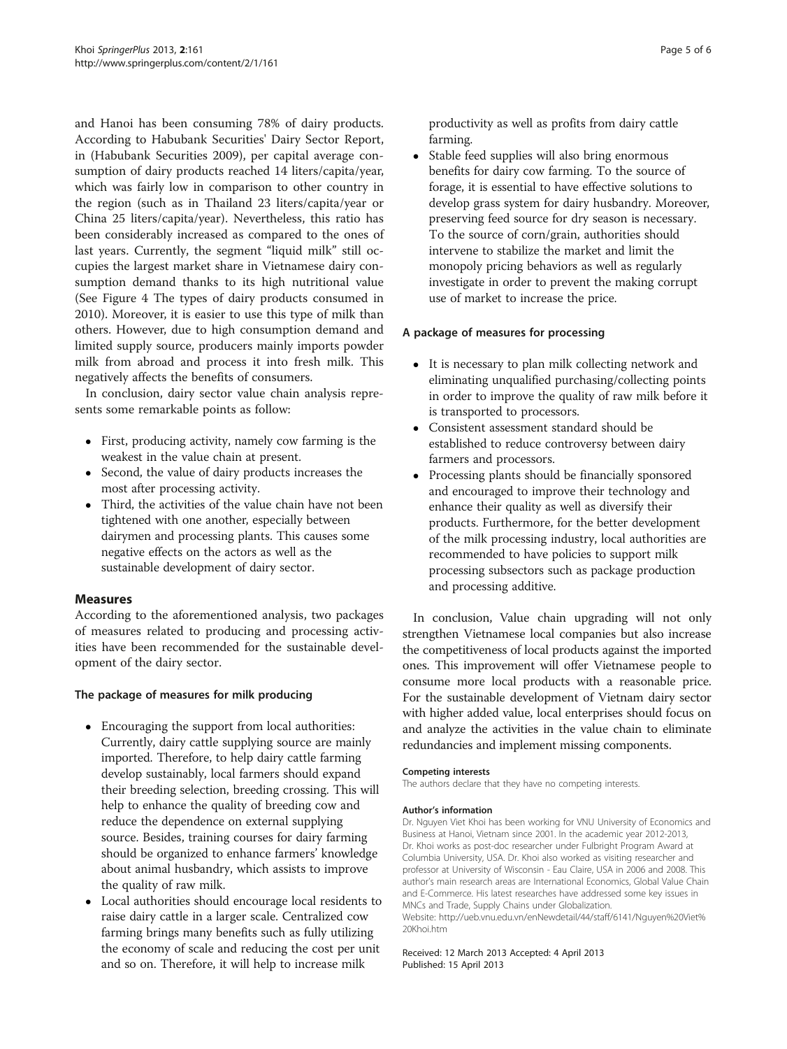and Hanoi has been consuming 78% of dairy products. According to Habubank Securities' Dairy Sector Report, in (Habubank Securities 2009), per capital average consumption of dairy products reached 14 liters/capita/year, which was fairly low in comparison to other country in the region (such as in Thailand 23 liters/capita/year or China 25 liters/capita/year). Nevertheless, this ratio has been considerably increased as compared to the ones of last years. Currently, the segment "liquid milk" still occupies the largest market share in Vietnamese dairy consumption demand thanks to its high nutritional value (See Figure 4 The types of dairy products consumed in 2010). Moreover, it is easier to use this type of milk than others. However, due to high consumption demand and limited supply source, producers mainly imports powder milk from abroad and process it into fresh milk. This negatively affects the benefits of consumers.

In conclusion, dairy sector value chain analysis represents some remarkable points as follow:

- First, producing activity, namely cow farming is the weakest in the value chain at present.
- Second, the value of dairy products increases the most after processing activity.
- Third, the activities of the value chain have not been tightened with one another, especially between dairymen and processing plants. This causes some negative effects on the actors as well as the sustainable development of dairy sector.

## Measures

According to the aforementioned analysis, two packages of measures related to producing and processing activities have been recommended for the sustainable development of the dairy sector.

### The package of measures for milk producing

- Encouraging the support from local authorities: Currently, dairy cattle supplying source are mainly imported. Therefore, to help dairy cattle farming develop sustainably, local farmers should expand their breeding selection, breeding crossing. This will help to enhance the quality of breeding cow and reduce the dependence on external supplying source. Besides, training courses for dairy farming should be organized to enhance farmers' knowledge about animal husbandry, which assists to improve the quality of raw milk.
- Local authorities should encourage local residents to raise dairy cattle in a larger scale. Centralized cow farming brings many benefits such as fully utilizing the economy of scale and reducing the cost per unit and so on. Therefore, it will help to increase milk productivity as well as profits from dairy cattle farming.
- Stable feed supplies will also bring enormous benefits for dairy cow farming. To the source of forage, it is essential to have effective solutions to develop grass system for dairy husbandry. Moreover, preserving feed source for dry season is necessary. To the source of corn/grain, authorities should intervene to stabilize the market and limit the monopoly pricing behaviors as well as regularly investigate in order to prevent the making corrupt use of market to increase the price.

### A package of measures for processing

- It is necessary to plan milk collecting network and eliminating unqualified purchasing/collecting points in order to improve the quality of raw milk before it is transported to processors.
- Consistent assessment standard should be established to reduce controversy between dairy farmers and processors.
- Processing plants should be financially sponsored and encouraged to improve their technology and enhance their quality as well as diversify their products. Furthermore, for the better development of the milk processing industry, local authorities are recommended to have policies to support milk processing subsectors such as package production and processing additive.

In conclusion, Value chain upgrading will not only strengthen Vietnamese local companies but also increase the competitiveness of local products against the imported ones. This improvement will offer Vietnamese people to consume more local products with a reasonable price. For the sustainable development of Vietnam dairy sector with higher added value, local enterprises should focus on and analyze the activities in the value chain to eliminate redundancies and implement missing components.

#### Competing interests

The authors declare that they have no competing interests.

#### Author's information

Dr. Nguyen Viet Khoi has been working for VNU University of Economics and Business at Hanoi, Vietnam since 2001. In the academic year 2012-2013, Dr. Khoi works as post-doc researcher under Fulbright Program Award at Columbia University, USA. Dr. Khoi also worked as visiting researcher and professor at University of Wisconsin - Eau Claire, USA in 2006 and 2008. This author's main research areas are International Economics, Global Value Chain and E-Commerce. His latest researches have addressed some key issues in MNCs and Trade, Supply Chains under Globalization.
Website: http://ueb.vnu.edu.vn/enNewdetail/44/staff/6141/Nguyen%20Viet%20Khoi.htm

Received: 12 March 2013 Accepted: 4 April 2013
Published: 15 April 2013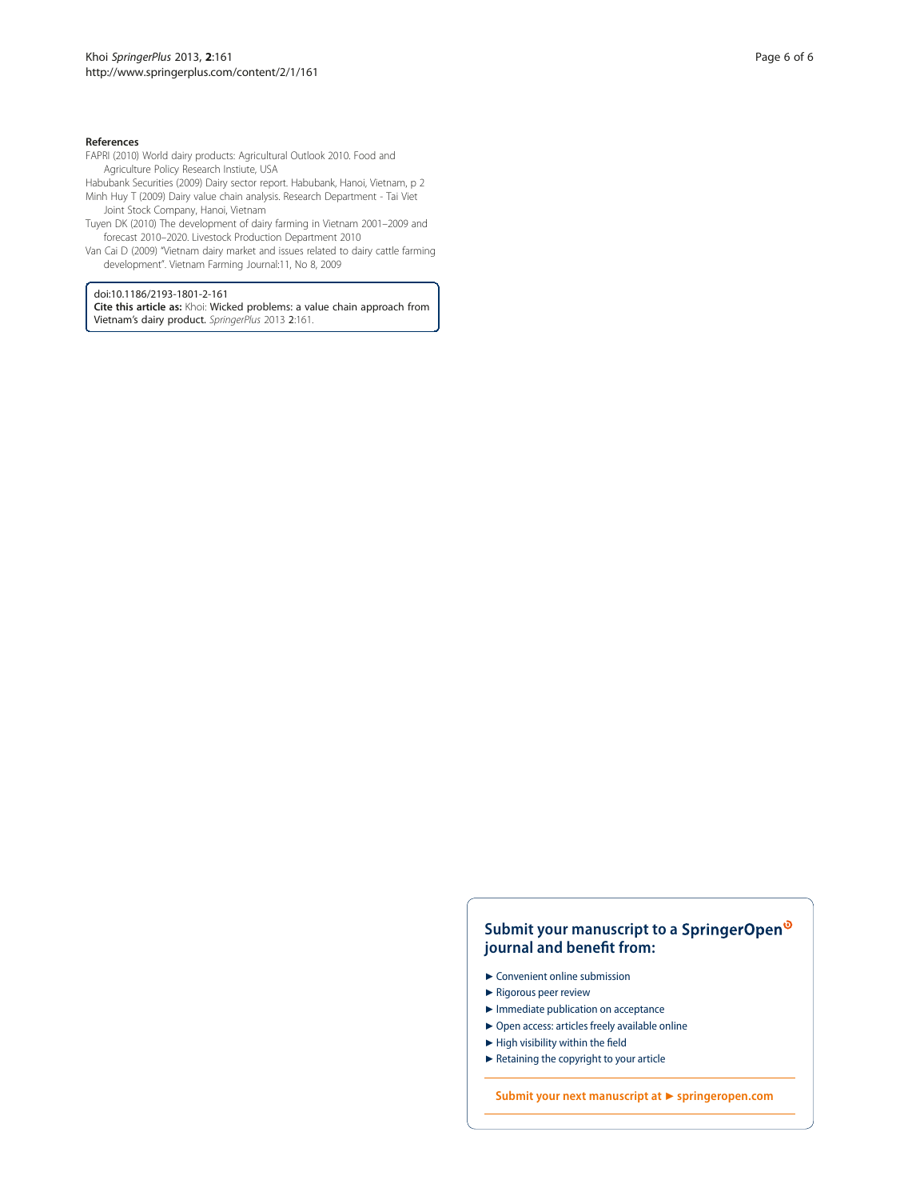### References

FAPRI (2010) World dairy products: Agricultural Outlook 2010. Food and Agriculture Policy Research Instiute, USA

Habubank Securities (2009) Dairy sector report. Habubank, Hanoi, Vietnam, p 2

Minh Huy T (2009) Dairy value chain analysis. Research Department - Tai Viet Joint Stock Company, Hanoi, Vietnam

Tuyen DK (2010) The development of dairy farming in Vietnam 2001–2009 and forecast 2010–2020. Livestock Production Department 2010

Van Cai D (2009) "Vietnam dairy market and issues related to dairy cattle farming development". Vietnam Farming Journal:11, No 8, 2009

doi:10.1186/2193-1801-2-161

**Cite this article as:** Khoi: Wicked problems: a value chain approach from Vietnam's dairy product. *SpringerPlus* 2013 **2**:161.

**Submit your manuscript to a SpringerOpen journal and benefit from:**

- ► Convenient online submission
- ► Rigorous peer review
- ► Immediate publication on acceptance
- ► Open access: articles freely available online
- ► High visibility within the field
- ► Retaining the copyright to your article

**Submit your next manuscript at ► springeropen.com**